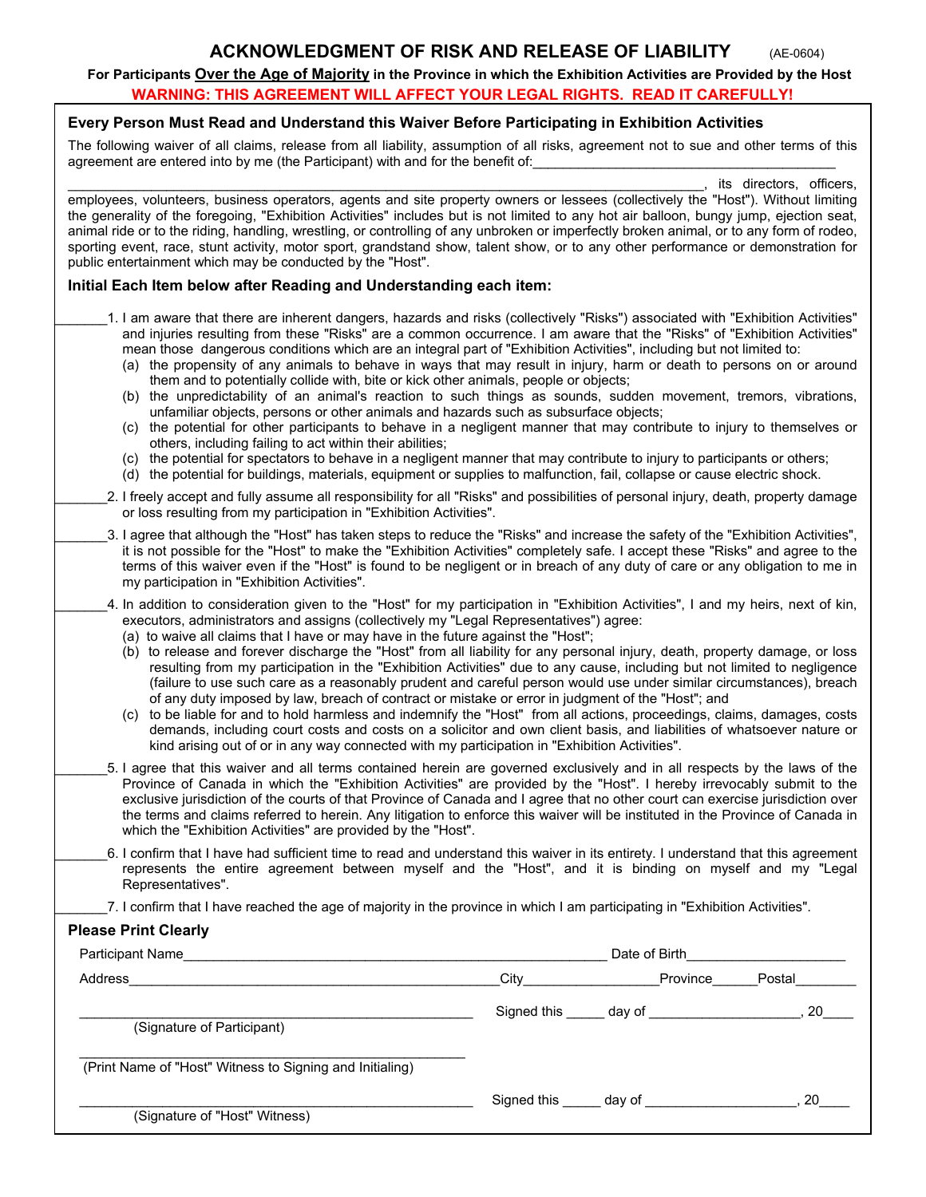# ACKNOWLEDGMENT OF RISK AND RELEASE OF LIABILITY (AE-0604)

**For Participants Over the Age of Majority in the Province in which the Exhibition Activities are Provided by the Host**

**WARNING: THIS AGREEMENT WILL AFFECT YOUR LEGAL RIGHTS. READ IT CAREFULLY!**

## Every Person Must Read and Understand this Waiver Before Participating in Exhibition Activities

The following waiver of all claims, release from all liability, assumption of all risks, agreement not to sue and other terms of this agreement are entered into by me (the Participant) with and for the benefit of:________________________________________

________________________________________________________________________________, its directors, officers, employees, volunteers, business operators, agents and site property owners or lessees (collectively the "Host"). Without limiting the generality of the foregoing, "Exhibition Activities" includes but is not limited to any hot air balloon, bungy jump, ejection seat, animal ride or to the riding, handling, wrestling, or controlling of any unbroken or imperfectly broken animal, or to any form of rodeo, sporting event, race, stunt activity, motor sport, grandstand show, talent show, or to any other performance or demonstration for public entertainment which may be conducted by the "Host".

### Initial Each Item below after Reading and Understanding each item:

_______1. I am aware that there are inherent dangers, hazards and risks (collectively "Risks") associated with "Exhibition Activities" and injuries resulting from these "Risks" are a common occurrence. I am aware that the "Risks" of "Exhibition Activities" mean those dangerous conditions which are an integral part of "Exhibition Activities", including but not limited to:

- (a) the propensity of any animals to behave in ways that may result in injury, harm or death to persons on or around them and to potentially collide with, bite or kick other animals, people or objects;
- (b) the unpredictability of an animal's reaction to such things as sounds, sudden movement, tremors, vibrations, unfamiliar objects, persons or other animals and hazards such as subsurface objects;
- (c) the potential for other participants to behave in a negligent manner that may contribute to injury to themselves or others, including failing to act within their abilities;
- (c) the potential for spectators to behave in a negligent manner that may contribute to injury to participants or others;
- (d) the potential for buildings, materials, equipment or supplies to malfunction, fail, collapse or cause electric shock.

_______2. I freely accept and fully assume all responsibility for all "Risks" and possibilities of personal injury, death, property damage or loss resulting from my participation in "Exhibition Activities".

_______3. I agree that although the "Host" has taken steps to reduce the "Risks" and increase the safety of the "Exhibition Activities", it is not possible for the "Host" to make the "Exhibition Activities" completely safe. I accept these "Risks" and agree to the terms of this waiver even if the "Host" is found to be negligent or in breach of any duty of care or any obligation to me in my participation in "Exhibition Activities".

_______4. In addition to consideration given to the "Host" for my participation in "Exhibition Activities", I and my heirs, next of kin, executors, administrators and assigns (collectively my "Legal Representatives") agree:

- (a) to waive all claims that I have or may have in the future against the "Host";
- (b) to release and forever discharge the "Host" from all liability for any personal injury, death, property damage, or loss resulting from my participation in the "Exhibition Activities" due to any cause, including but not limited to negligence (failure to use such care as a reasonably prudent and careful person would use under similar circumstances), breach of any duty imposed by law, breach of contract or mistake or error in judgment of the "Host"; and
- (c) to be liable for and to hold harmless and indemnify the "Host" from all actions, proceedings, claims, damages, costs demands, including court costs and costs on a solicitor and own client basis, and liabilities of whatsoever nature or kind arising out of or in any way connected with my participation in "Exhibition Activities".

_______5. I agree that this waiver and all terms contained herein are governed exclusively and in all respects by the laws of the Province of Canada in which the "Exhibition Activities" are provided by the "Host". I hereby irrevocably submit to the exclusive jurisdiction of the courts of that Province of Canada and I agree that no other court can exercise jurisdiction over the terms and claims referred to herein. Any litigation to enforce this waiver will be instituted in the Province of Canada in which the "Exhibition Activities" are provided by the "Host".

_______6. I confirm that I have had sufficient time to read and understand this waiver in its entirety. I understand that this agreement represents the entire agreement between myself and the "Host", and it is binding on myself and my "Legal Representatives".

_______7. I confirm that I have reached the age of majority in the province in which I am participating in "Exhibition Activities".

### Please Print Clearly

Participant Name________________________________________ Date of Birth____________________

Address________________________________________ City________________ Province______ Postal________

________________________________________ Signed this _____ day of ____________________, 20____
(Signature of Participant)

________________________________________
(Print Name of "Host" Witness to Signing and Initialing)

________________________________________ Signed this _____ day of ____________________, 20____
(Signature of "Host" Witness)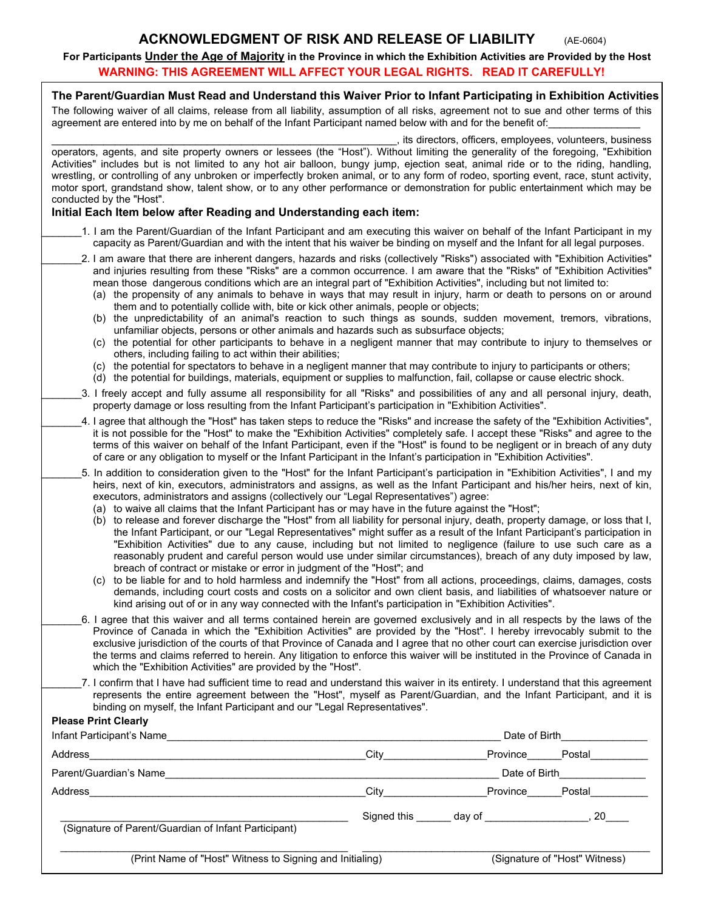## ACKNOWLEDGMENT OF RISK AND RELEASE OF LIABILITY (AE-0604)

**For Participants Under the Age of Majority in the Province in which the Exhibition Activities are Provided by the Host**

**WARNING: THIS AGREEMENT WILL AFFECT YOUR LEGAL RIGHTS. READ IT CAREFULLY!**

**The Parent/Guardian Must Read and Understand this Waiver Prior to Infant Participating in Exhibition Activities**

The following waiver of all claims, release from all liability, assumption of all risks, agreement not to sue and other terms of this agreement are entered into by me on behalf of the Infant Participant named below with and for the benefit of:________________

____________________________________________________________, its directors, officers, employees, volunteers, business operators, agents, and site property owners or lessees (the "Host"). Without limiting the generality of the foregoing, "Exhibition Activities" includes but is not limited to any hot air balloon, bungy jump, ejection seat, animal ride or to the riding, handling, wrestling, or controlling of any unbroken or imperfectly broken animal, or to any form of rodeo, sporting event, race, stunt activity, motor sport, grandstand show, talent show, or to any other performance or demonstration for public entertainment which may be conducted by the "Host".

**Initial Each Item below after Reading and Understanding each item:**

_______1. I am the Parent/Guardian of the Infant Participant and am executing this waiver on behalf of the Infant Participant in my capacity as Parent/Guardian and with the intent that his waiver be binding on myself and the Infant for all legal purposes.

_______2. I am aware that there are inherent dangers, hazards and risks (collectively "Risks") associated with "Exhibition Activities" and injuries resulting from these "Risks" are a common occurrence. I am aware that the "Risks" of "Exhibition Activities" mean those dangerous conditions which are an integral part of "Exhibition Activities", including but not limited to:

(a) the propensity of any animals to behave in ways that may result in injury, harm or death to persons on or around them and to potentially collide with, bite or kick other animals, people or objects;
(b) the unpredictability of an animal's reaction to such things as sounds, sudden movement, tremors, vibrations, unfamiliar objects, persons or other animals and hazards such as subsurface objects;
(c) the potential for other participants to behave in a negligent manner that may contribute to injury to themselves or others, including failing to act within their abilities;
(c) the potential for spectators to behave in a negligent manner that may contribute to injury to participants or others;
(d) the potential for buildings, materials, equipment or supplies to malfunction, fail, collapse or cause electric shock.

_______3. I freely accept and fully assume all responsibility for all "Risks" and possibilities of any and all personal injury, death, property damage or loss resulting from the Infant Participant's participation in "Exhibition Activities".

_______4. I agree that although the "Host" has taken steps to reduce the "Risks" and increase the safety of the "Exhibition Activities", it is not possible for the "Host" to make the "Exhibition Activities" completely safe. I accept these "Risks" and agree to the terms of this waiver on behalf of the Infant Participant, even if the "Host" is found to be negligent or in breach of any duty of care or any obligation to myself or the Infant Participant in the Infant's participation in "Exhibition Activities".

_______5. In addition to consideration given to the "Host" for the Infant Participant's participation in "Exhibition Activities", I and my heirs, next of kin, executors, administrators and assigns, as well as the Infant Participant and his/her heirs, next of kin, executors, administrators and assigns (collectively our "Legal Representatives") agree:

(a) to waive all claims that the Infant Participant has or may have in the future against the "Host";
(b) to release and forever discharge the "Host" from all liability for personal injury, death, property damage, or loss that I, the Infant Participant, or our "Legal Representatives" might suffer as a result of the Infant Participant's participation in "Exhibition Activities" due to any cause, including but not limited to negligence (failure to use such care as a reasonably prudent and careful person would use under similar circumstances), breach of any duty imposed by law, breach of contract or mistake or error in judgment of the "Host"; and
(c) to be liable for and to hold harmless and indemnify the "Host" from all actions, proceedings, claims, damages, costs demands, including court costs and costs on a solicitor and own client basis, and liabilities of whatsoever nature or kind arising out of or in any way connected with the Infant's participation in "Exhibition Activities".

_______6. I agree that this waiver and all terms contained herein are governed exclusively and in all respects by the laws of the Province of Canada in which the "Exhibition Activities" are provided by the "Host". I hereby irrevocably submit to the exclusive jurisdiction of the courts of that Province of Canada and I agree that no other court can exercise jurisdiction over the terms and claims referred to herein. Any litigation to enforce this waiver will be instituted in the Province of Canada in which the "Exhibition Activities" are provided by the "Host".

_______7. I confirm that I have had sufficient time to read and understand this waiver in its entirety. I understand that this agreement represents the entire agreement between the "Host", myself as Parent/Guardian, and the Infant Participant, and it is binding on myself, the Infant Participant and our "Legal Representatives".

**Please Print Clearly**

Infant Participant's Name____________________________________________ Date of Birth_______________

Address_______________________________________City_________________Province______Postal__________

Parent/Guardian's Name______________________________________________ Date of Birth_______________

Address_______________________________________City_________________Province______Postal__________

_________________________________________________ Signed this ______ day of _________________, 20____
(Signature of Parent/Guardian of Infant Participant)

_________________________________________________ _________________________________________________
(Print Name of "Host" Witness to Signing and Initialing) (Signature of "Host" Witness)